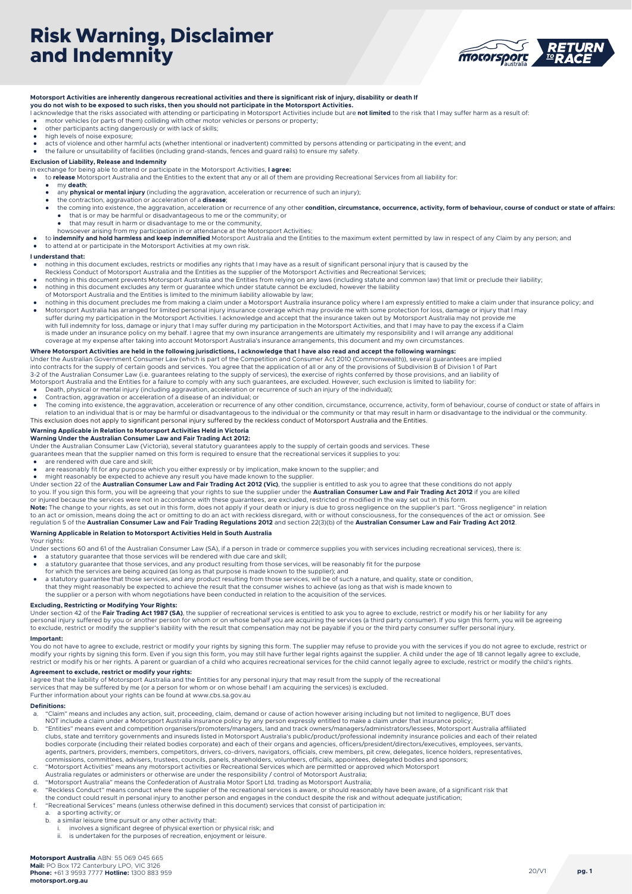# Risk Warning, Disclaimer and Indemnity

**Motorsport Activities are inherently dangerous recreational activities and there is significant risk of injury, disability or death If you do not wish to be exposed to such risks, then you should not participate in the Motorsport Activities.**

I acknowledge that the risks associated with attending or participating in Motorsport Activities include but are **not limited** to the risk that I may suffer harm as a result of:

- motor vehicles (or parts of them) colliding with other motor vehicles or persons or property;
- other participants acting dangerously or with lack of skills;
- high levels of noise exposure;
- acts of violence and other harmful acts (whether intentional or inadvertent) committed by persons attending or participating in the event; and
- the failure or unsuitability of facilities (including grand-stands, fences and guard rails) to ensure my safety.

**Exclusion of Liability, Release and Indemnity**

In exchange for being able to attend or participate in the Motorsport Activities, **I agree:**

- to **release** Motorsport Australia and the Entities to the extent that any or all of them are providing Recreational Services from all liability for:
  - my **death**;
  - any **physical or mental injury** (including the aggravation, acceleration or recurrence of such an injury);
  - the contraction, aggravation or acceleration of a **disease**;
  - the coming into existence, the aggravation, acceleration or recurrence of any other **condition, circumstance, occurrence, activity, form of behaviour, course of conduct or state of affairs:**
    - that is or may be harmful or disadvantageous to me or the community; or
    - that may result in harm or disadvantage to me or the community,

  howsoever arising from my participation in or attendance at the Motorsport Activities;
- to **indemnify and hold harmless and keep indemnified** Motorsport Australia and the Entities to the maximum extent permitted by law in respect of any Claim by any person; and
- to attend at or participate in the Motorsport Activities at my own risk.

**I understand that:**

- nothing in this document excludes, restricts or modifies any rights that I may have as a result of significant personal injury that is caused by the Reckless Conduct of Motorsport Australia and the Entities as the supplier of the Motorsport Activities and Recreational Services;
- nothing in this document prevents Motorsport Australia and the Entities from relying on any laws (including statute and common law) that limit or preclude their liability;
- nothing in this document excludes any term or guarantee which under statute cannot be excluded, however the liability of Motorsport Australia and the Entities is limited to the minimum liability allowable by law;
- nothing in this document precludes me from making a claim under a Motorsport Australia insurance policy where I am expressly entitled to make a claim under that insurance policy; and
- Motorsport Australia has arranged for limited personal injury insurance coverage which may provide me with some protection for loss, damage or injury that I may suffer during my participation in the Motorsport Activities. I acknowledge and accept that the insurance taken out by Motorsport Australia may not provide me with full indemnity for loss, damage or injury that I may suffer during my participation in the Motorsport Activities, and that I may have to pay the excess if a Claim is made under an insurance policy on my behalf. I agree that my own insurance arrangements are ultimately my responsibility and I will arrange any additional coverage at my expense after taking into account Motorsport Australia's insurance arrangements, this document and my own circumstances.

**Where Motorsport Activities are held in the following jurisdictions, I acknowledge that I have also read and accept the following warnings:**

Under the Australian Government Consumer Law (which is part of the Competition and Consumer Act 2010 (Commonwealth)), several guarantees are implied into contracts for the supply of certain goods and services. You agree that the application of all or any of the provisions of Subdivision B of Division 1 of Part 3-2 of the Australian Consumer Law (i.e. guarantees relating to the supply of services), the exercise of rights conferred by those provisions, and an liability of Motorsport Australia and the Entities for a failure to comply with any such guarantees, are excluded. However, such exclusion is limited to liability for:

- Death, physical or mental injury (including aggravation, acceleration or recurrence of such an injury of the individual);
- Contraction, aggravation or acceleration of a disease of an individual; or
- The coming into existence, the aggravation, acceleration or recurrence of any other condition, circumstance, occurrence, activity, form of behaviour, course of conduct or state of affairs in relation to an individual that is or may be harmful or disadvantageous to the individual or the community or that may result in harm or disadvantage to the individual or the community.

This exclusion does not apply to significant personal injury suffered by the reckless conduct of Motorsport Australia and the Entities.

**Warning Applicable in Relation to Motorsport Activities Held in Victoria**

**Warning Under the Australian Consumer Law and Fair Trading Act 2012:**

Under the Australian Consumer Law (Victoria), several statutory guarantees apply to the supply of certain goods and services. These guarantees mean that the supplier named on this form is required to ensure that the recreational services it supplies to you:

- are rendered with due care and skill;
- are reasonably fit for any purpose which you either expressly or by implication, make known to the supplier; and
- might reasonably be expected to achieve any result you have made known to the supplier.

Under section 22 of the **Australian Consumer Law and Fair Trading Act 2012 (Vic)**, the supplier is entitled to ask you to agree that these conditions do not apply to you. If you sign this form, you will be agreeing that your rights to sue the supplier under the **Australian Consumer Law and Fair Trading Act 2012** if you are killed or injured because the services were not in accordance with these guarantees, are excluded, restricted or modified in the way set out in this form.

**Note:** The change to your rights, as set out in this form, does not apply if your death or injury is due to gross negligence on the supplier's part. "Gross negligence" in relation to an act or omission, means doing the act or omitting to do an act with reckless disregard, with or without consciousness, for the consequences of the act or omission. See regulation 5 of the **Australian Consumer Law and Fair Trading Regulations 2012** and section 22(3)(b) of the **Australian Consumer Law and Fair Trading Act 2012**.

**Warning Applicable in Relation to Motorsport Activities Held in South Australia**

Your rights:

Under sections 60 and 61 of the Australian Consumer Law (SA), if a person in trade or commerce supplies you with services including recreational services), there is:

- a statutory guarantee that those services will be rendered with due care and skill;
- a statutory guarantee that those services, and any product resulting from those services, will be reasonably fit for the purpose for which the services are being acquired (as long as that purpose is made known to the supplier); and
- a statutory guarantee that those services, and any product resulting from those services, will be of such a nature, and quality, state or condition, that they might reasonably be expected to achieve the result that the consumer wishes to achieve (as long as that wish is made known to the supplier or a person with whom negotiations have been conducted in relation to the acquisition of the services.

**Excluding, Restricting or Modifying Your Rights:**

Under section 42 of the **Fair Trading Act 1987 (SA)**, the supplier of recreational services is entitled to ask you to agree to exclude, restrict or modify his or her liability for any personal injury suffered by you or another person for whom or on whose behalf you are acquiring the services (a third party consumer). If you sign this form, you will be agreeing to exclude, restrict or modify the supplier's liability with the result that compensation may not be payable if you or the third party consumer suffer personal injury.

**Important:**

You do not have to agree to exclude, restrict or modify your rights by signing this form. The supplier may refuse to provide you with the services if you do not agree to exclude, restrict or modify your rights by signing this form. Even if you sign this form, you may still have further legal rights against the supplier. A child under the age of 18 cannot legally agree to exclude, restrict or modify his or her rights. A parent or guardian of a child who acquires recreational services for the child cannot legally agree to exclude, restrict or modify the child's rights.

**Agreement to exclude, restrict or modify your rights:**

I agree that the liability of Motorsport Australia and the Entities for any personal injury that may result from the supply of the recreational services that may be suffered by me (or a person for whom or on whose behalf I am acquiring the services) is excluded.

Further information about your rights can be found at www.cbs.sa.gov.au

**Definitions:**

a. "Claim" means and includes any action, suit, proceeding, claim, demand or cause of action however arising including but not limited to negligence, BUT does NOT include a claim under a Motorsport Australia insurance policy by any person expressly entitled to make a claim under that insurance policy;

b. "Entities" means event and competition organisers/promoters/managers, land and track owners/managers/administrators/lessees, Motorsport Australia affiliated clubs, state and territory governments and insureds listed in Motorsport Australia's public/product/professional indemnity insurance policies and each of their related bodies corporate (including their related bodies corporate) and each of their organs and agencies, officers/president/directors/executives, employees, servants, agents, partners, providers, members, competitors, drivers, co-drivers, navigators, officials, crew members, pit crew, delegates, licence holders, representatives, commissions, committees, advisers, trustees, councils, panels, shareholders, volunteers, officials, appointees, delegated bodies and sponsors;

c. "Motorsport Activities" means any motorsport activities or Recreational Services which are permitted or approved which Motorsport Australia regulates or administers or otherwise are under the responsibility / control of Motorsport Australia;

d. "Motorsport Australia" means the Confederation of Australia Motor Sport Ltd. trading as Motorsport Australia;

e. "Reckless Conduct" means conduct where the supplier of the recreational services is aware, or should reasonably have been aware, of a significant risk that the conduct could result in personal injury to another person and engages in the conduct despite the risk and without adequate justification;

f. "Recreational Services" means (unless otherwise defined in this document) services that consist of participation in:
   a. a sporting activity; or
   b. a similar leisure time pursuit or any other activity that:
      i. involves a significant degree of physical exertion or physical risk; and
      ii. is undertaken for the purposes of recreation, enjoyment or leisure.

**Motorsport Australia** ABN: 55 069 045 665
**Mail:** PO Box 172 Canterbury LPO, VIC 3126
**Phone:** +61 3 9593 7777 **Hotline:** 1300 883 959
**motorsport.org.au**

20/V1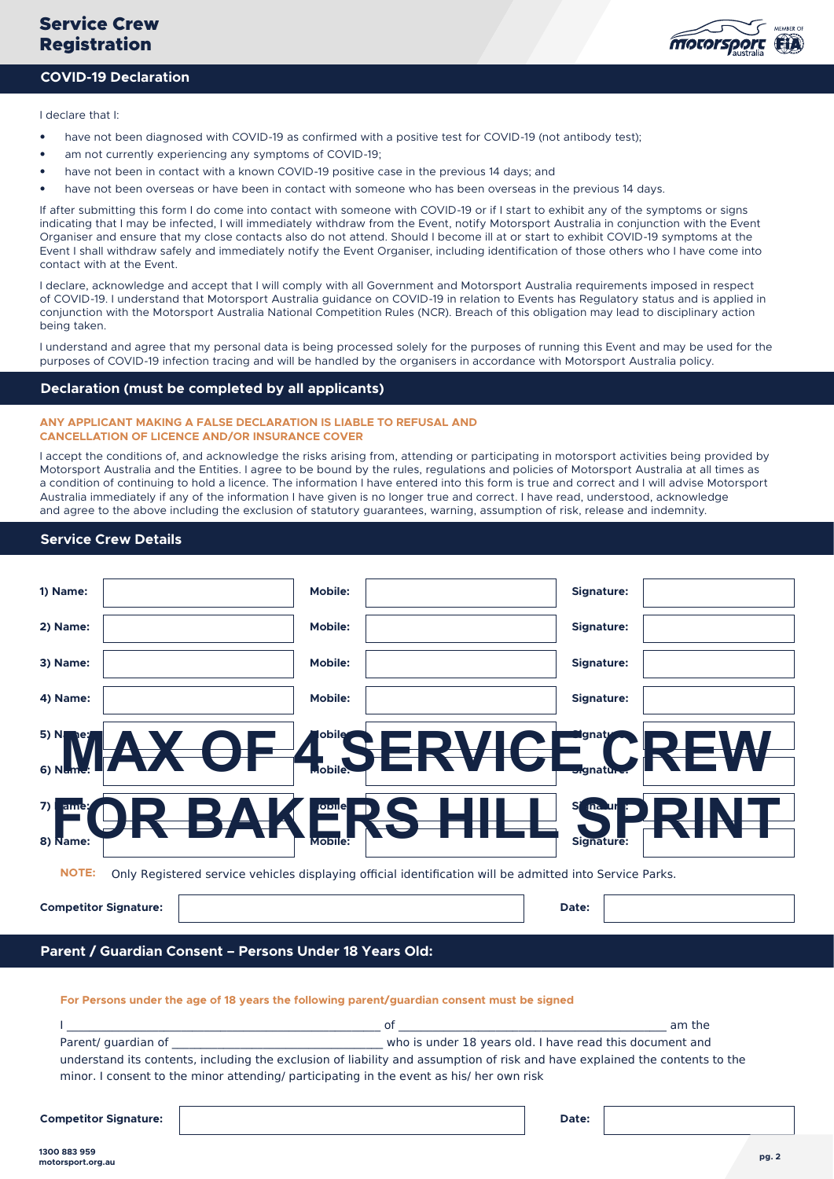# Service Crew Registration

## COVID-19 Declaration

I declare that I:

- have not been diagnosed with COVID-19 as confirmed with a positive test for COVID-19 (not antibody test);
- am not currently experiencing any symptoms of COVID-19;
- have not been in contact with a known COVID-19 positive case in the previous 14 days; and
- have not been overseas or have been in contact with someone who has been overseas in the previous 14 days.

If after submitting this form I do come into contact with someone with COVID-19 or if I start to exhibit any of the symptoms or signs indicating that I may be infected, I will immediately withdraw from the Event, notify Motorsport Australia in conjunction with the Event Organiser and ensure that my close contacts also do not attend. Should I become ill at or start to exhibit COVID-19 symptoms at the Event I shall withdraw safely and immediately notify the Event Organiser, including identification of those others who I have come into contact with at the Event.

I declare, acknowledge and accept that I will comply with all Government and Motorsport Australia requirements imposed in respect of COVID-19. I understand that Motorsport Australia guidance on COVID-19 in relation to Events has Regulatory status and is applied in conjunction with the Motorsport Australia National Competition Rules (NCR). Breach of this obligation may lead to disciplinary action being taken.

I understand and agree that my personal data is being processed solely for the purposes of running this Event and may be used for the purposes of COVID-19 infection tracing and will be handled by the organisers in accordance with Motorsport Australia policy.

## Declaration (must be completed by all applicants)

**ANY APPLICANT MAKING A FALSE DECLARATION IS LIABLE TO REFUSAL AND CANCELLATION OF LICENCE AND/OR INSURANCE COVER**

I accept the conditions of, and acknowledge the risks arising from, attending or participating in motorsport activities being provided by Motorsport Australia and the Entities. I agree to be bound by the rules, regulations and policies of Motorsport Australia at all times as a condition of continuing to hold a licence. The information I have entered into this form is true and correct and I will advise Motorsport Australia immediately if any of the information I have given is no longer true and correct. I have read, understood, acknowledge and agree to the above including the exclusion of statutory guarantees, warning, assumption of risk, release and indemnity.

## Service Crew Details

| | | | | | |
|---|---|---|---|---|---|
| **1) Name:** | | **Mobile:** | | **Signature:** | |
| **2) Name:** | | **Mobile:** | | **Signature:** | |
| **3) Name:** | | **Mobile:** | | **Signature:** | |
| **4) Name:** | | **Mobile:** | | **Signature:** | |
| **5) Name:** | | **Mobile:** | | **Signature:** | |
| **6) Name:** | | **Mobile:** | | **Signature:** | |
| **7) Name:** | | **Mobile:** | | **Signature:** | |
| **8) Name:** | | **Mobile:** | | **Signature:** | |

**MAX OF 4 SERVICE CREW FOR BAKERS HILL SPRINT**

**NOTE:** Only Registered service vehicles displaying official identification will be admitted into Service Parks.

**Competitor Signature:** ____________________ **Date:** __________

## Parent / Guardian Consent – Persons Under 18 Years Old:

**For Persons under the age of 18 years the following parent/guardian consent must be signed**

I ________________________________ of ________________________________ am the Parent/ guardian of ________________________ who is under 18 years old. I have read this document and understand its contents, including the exclusion of liability and assumption of risk and have explained the contents to the minor. I consent to the minor attending/ participating in the event as his/ her own risk

**Competitor Signature:** ____________________ **Date:** __________

1300 883 959
motorsport.org.au